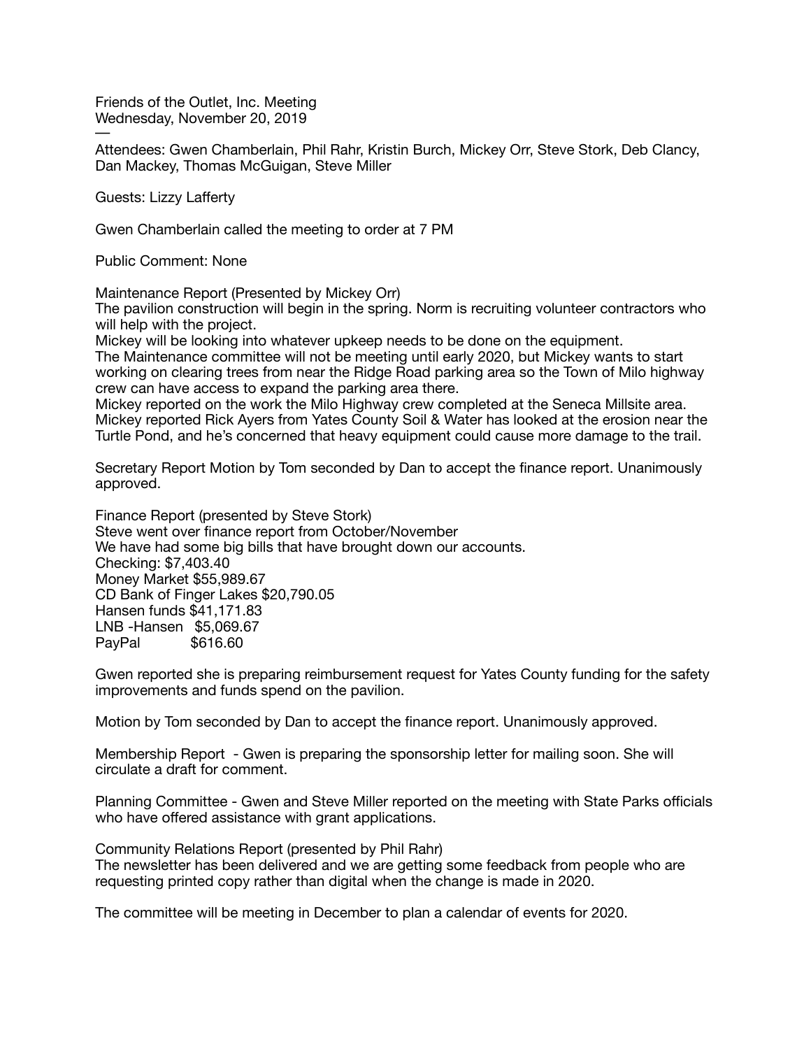Friends of the Outlet, Inc. Meeting
Wednesday, November 20, 2019
—

Attendees: Gwen Chamberlain, Phil Rahr, Kristin Burch, Mickey Orr, Steve Stork, Deb Clancy, Dan Mackey, Thomas McGuigan, Steve Miller

Guests: Lizzy Lafferty

Gwen Chamberlain called the meeting to order at 7 PM

Public Comment: None

Maintenance Report (Presented by Mickey Orr)
The pavilion construction will begin in the spring. Norm is recruiting volunteer contractors who will help with the project.
Mickey will be looking into whatever upkeep needs to be done on the equipment.
The Maintenance committee will not be meeting until early 2020, but Mickey wants to start working on clearing trees from near the Ridge Road parking area so the Town of Milo highway crew can have access to expand the parking area there.
Mickey reported on the work the Milo Highway crew completed at the Seneca Millsite area.
Mickey reported Rick Ayers from Yates County Soil & Water has looked at the erosion near the Turtle Pond, and he's concerned that heavy equipment could cause more damage to the trail.

Secretary Report Motion by Tom seconded by Dan to accept the finance report. Unanimously approved.

Finance Report (presented by Steve Stork)
Steve went over finance report from October/November
We have had some big bills that have brought down our accounts.
Checking: $7,403.40
Money Market $55,989.67
CD Bank of Finger Lakes $20,790.05
Hansen funds $41,171.83
LNB -Hansen $5,069.67
PayPal $616.60

Gwen reported she is preparing reimbursement request for Yates County funding for the safety improvements and funds spend on the pavilion.

Motion by Tom seconded by Dan to accept the finance report. Unanimously approved.

Membership Report - Gwen is preparing the sponsorship letter for mailing soon. She will circulate a draft for comment.

Planning Committee - Gwen and Steve Miller reported on the meeting with State Parks officials who have offered assistance with grant applications.

Community Relations Report (presented by Phil Rahr)
The newsletter has been delivered and we are getting some feedback from people who are requesting printed copy rather than digital when the change is made in 2020.

The committee will be meeting in December to plan a calendar of events for 2020.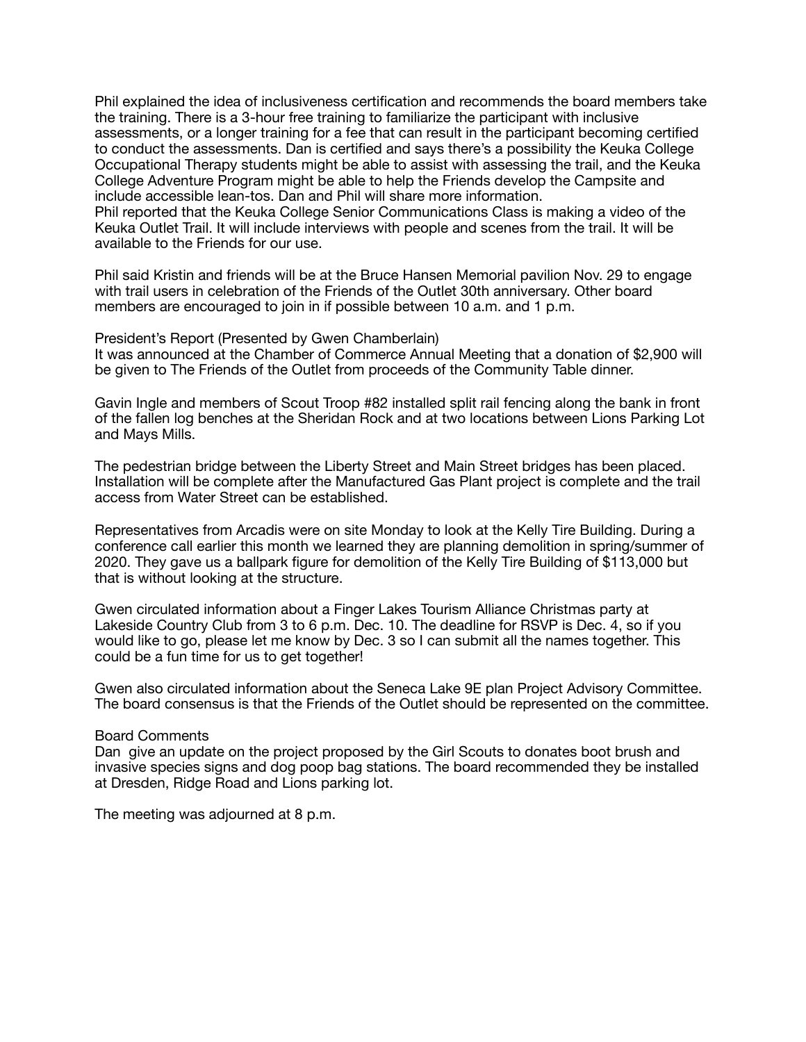Phil explained the idea of inclusiveness certification and recommends the board members take the training. There is a 3-hour free training to familiarize the participant with inclusive assessments, or a longer training for a fee that can result in the participant becoming certified to conduct the assessments. Dan is certified and says there's a possibility the Keuka College Occupational Therapy students might be able to assist with assessing the trail, and the Keuka College Adventure Program might be able to help the Friends develop the Campsite and include accessible lean-tos. Dan and Phil will share more information.
Phil reported that the Keuka College Senior Communications Class is making a video of the Keuka Outlet Trail. It will include interviews with people and scenes from the trail. It will be available to the Friends for our use.

Phil said Kristin and friends will be at the Bruce Hansen Memorial pavilion Nov. 29 to engage with trail users in celebration of the Friends of the Outlet 30th anniversary. Other board members are encouraged to join in if possible between 10 a.m. and 1 p.m.

President's Report (Presented by Gwen Chamberlain)
It was announced at the Chamber of Commerce Annual Meeting that a donation of $2,900 will be given to The Friends of the Outlet from proceeds of the Community Table dinner.

Gavin Ingle and members of Scout Troop #82 installed split rail fencing along the bank in front of the fallen log benches at the Sheridan Rock and at two locations between Lions Parking Lot and Mays Mills.

The pedestrian bridge between the Liberty Street and Main Street bridges has been placed. Installation will be complete after the Manufactured Gas Plant project is complete and the trail access from Water Street can be established.

Representatives from Arcadis were on site Monday to look at the Kelly Tire Building. During a conference call earlier this month we learned they are planning demolition in spring/summer of 2020. They gave us a ballpark figure for demolition of the Kelly Tire Building of $113,000 but that is without looking at the structure.

Gwen circulated information about a Finger Lakes Tourism Alliance Christmas party at Lakeside Country Club from 3 to 6 p.m. Dec. 10. The deadline for RSVP is Dec. 4, so if you would like to go, please let me know by Dec. 3 so I can submit all the names together. This could be a fun time for us to get together!

Gwen also circulated information about the Seneca Lake 9E plan Project Advisory Committee. The board consensus is that the Friends of the Outlet should be represented on the committee.

Board Comments
Dan give an update on the project proposed by the Girl Scouts to donates boot brush and invasive species signs and dog poop bag stations. The board recommended they be installed at Dresden, Ridge Road and Lions parking lot.

The meeting was adjourned at 8 p.m.